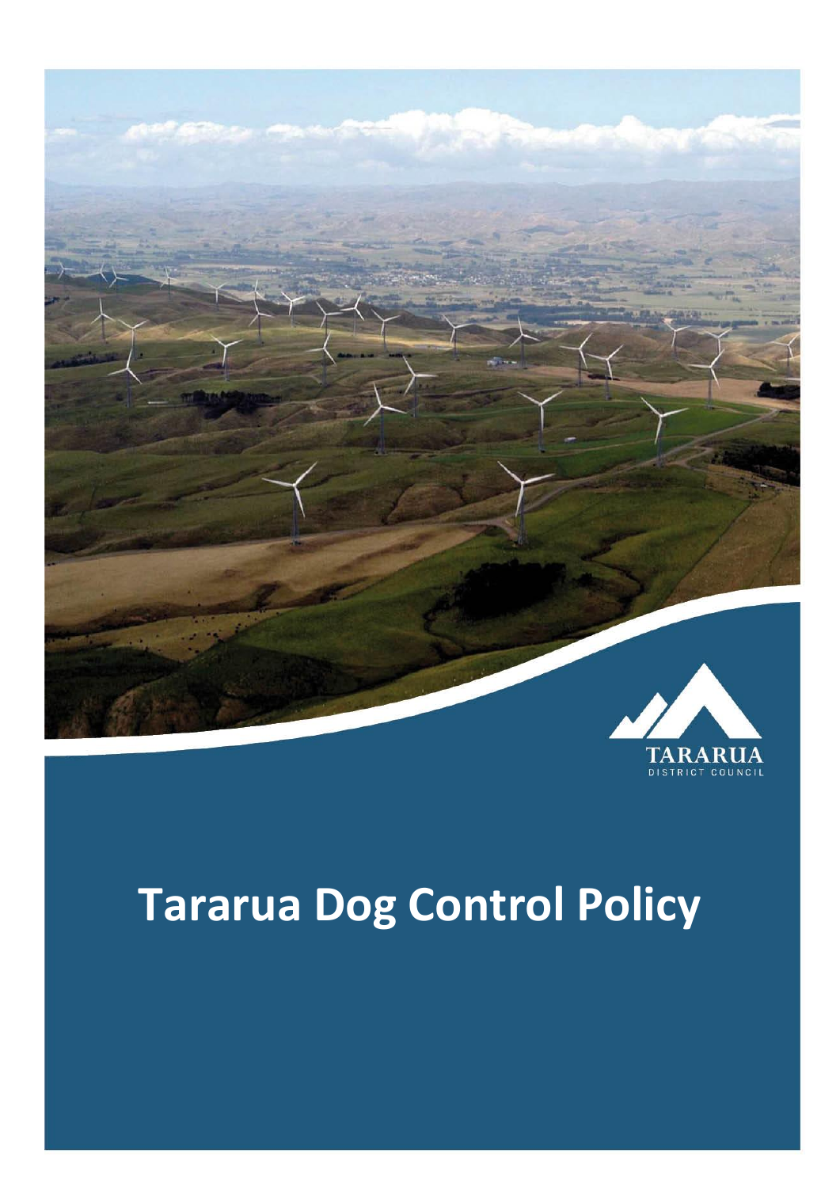TARARUA

DISTRICT COUNCIL

# Tararua Dog Control Policy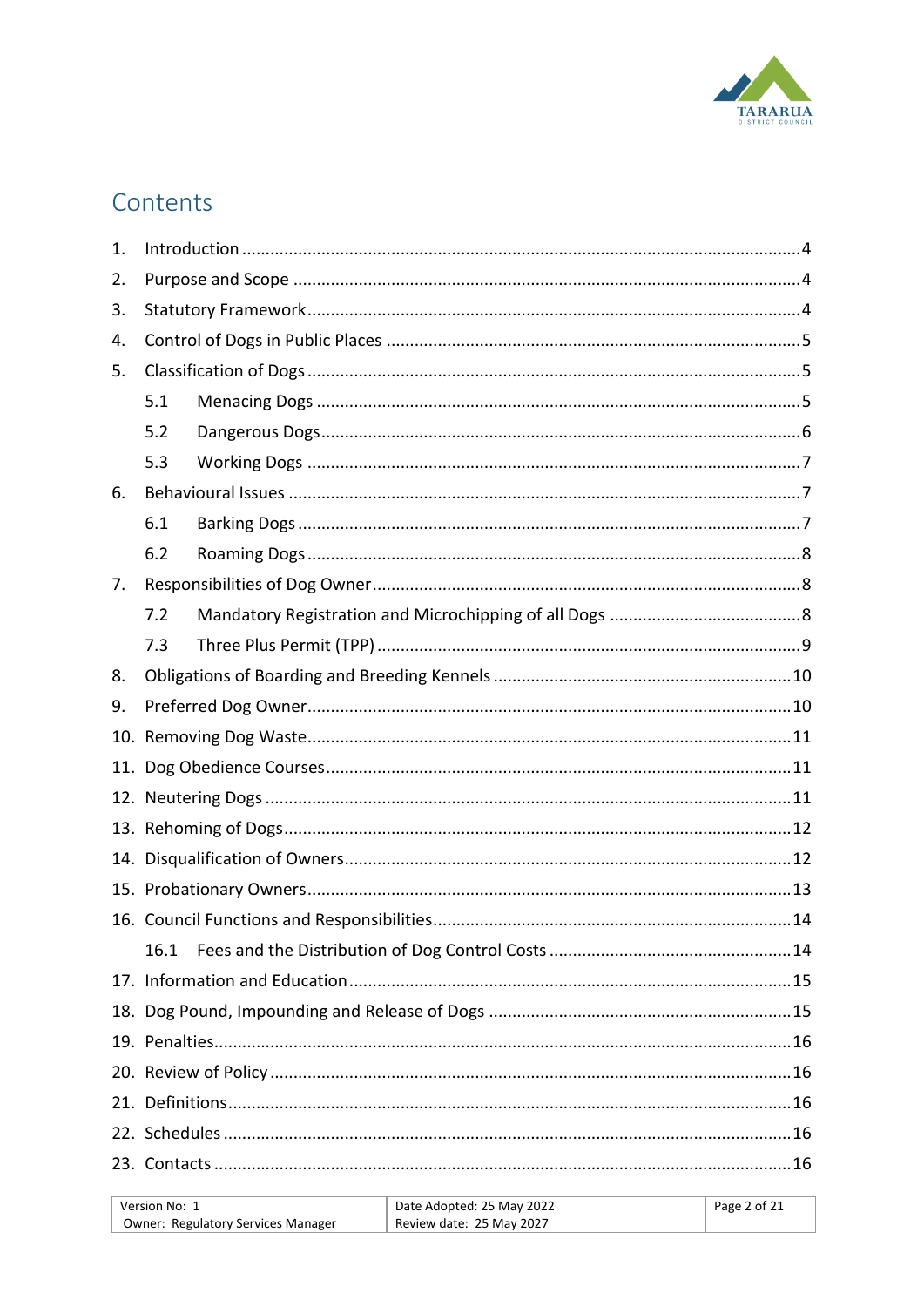# Contents

1. Introduction .......................................................................................................... 4
2. Purpose and Scope ................................................................................................ 4
3. Statutory Framework ............................................................................................. 4
4. Control of Dogs in Public Places ............................................................................. 5
5. Classification of Dogs ............................................................................................. 5
   - 5.1 Menacing Dogs ................................................................................................. 5
   - 5.2 Dangerous Dogs ................................................................................................ 6
   - 5.3 Working Dogs ................................................................................................... 7
6. Behavioural Issues ................................................................................................. 7
   - 6.1 Barking Dogs ..................................................................................................... 7
   - 6.2 Roaming Dogs ................................................................................................... 8
7. Responsibilities of Dog Owner ................................................................................ 8
   - 7.2 Mandatory Registration and Microchipping of all Dogs ......................................... 8
   - 7.3 Three Plus Permit (TPP) ..................................................................................... 9
8. Obligations of Boarding and Breeding Kennels ........................................................ 10
9. Preferred Dog Owner ............................................................................................ 10
10. Removing Dog Waste ............................................................................................ 11
11. Dog Obedience Courses ........................................................................................ 11
12. Neutering Dogs ..................................................................................................... 11
13. Rehoming of Dogs ................................................................................................. 12
14. Disqualification of Owners .................................................................................... 12
15. Probationary Owners ............................................................................................. 13
16. Council Functions and Responsibilities ................................................................... 14
    - 16.1 Fees and the Distribution of Dog Control Costs ................................................. 14
17. Information and Education .................................................................................... 15
18. Dog Pound, Impounding and Release of Dogs ......................................................... 15
19. Penalties ............................................................................................................... 16
20. Review of Policy .................................................................................................... 16
21. Definitions ............................................................................................................ 16
22. Schedules ............................................................................................................. 16
23. Contacts ............................................................................................................... 16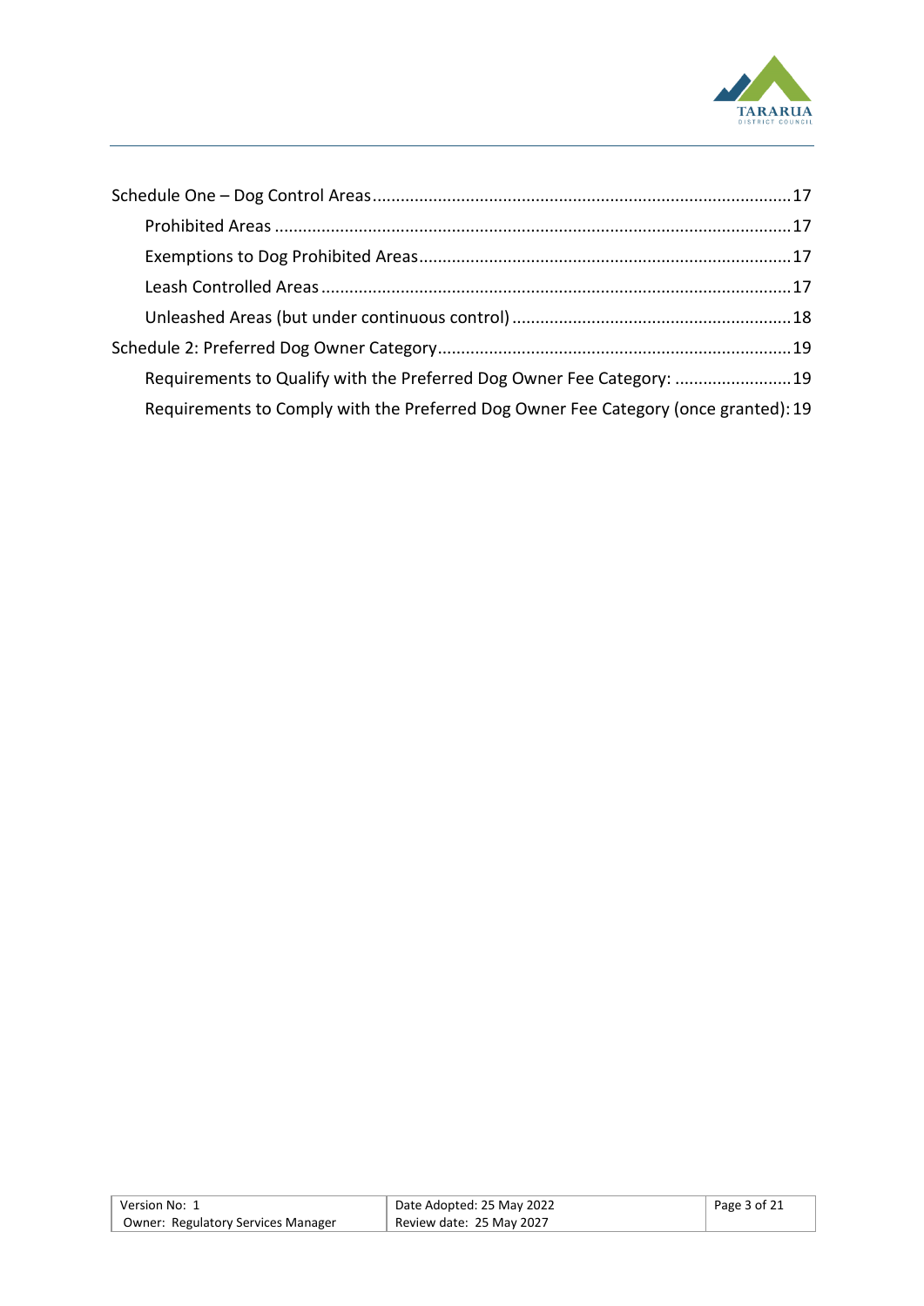Schedule One – Dog Control Areas ........................................................................................ 17

- Prohibited Areas ................................................................................................................. 17
- Exemptions to Dog Prohibited Areas ................................................................................ 17
- Leash Controlled Areas ...................................................................................................... 17
- Unleashed Areas (but under continuous control) ............................................................ 18

Schedule 2: Preferred Dog Owner Category ............................................................................ 19

- Requirements to Qualify with the Preferred Dog Owner Fee Category: .......................... 19
- Requirements to Comply with the Preferred Dog Owner Fee Category (once granted): 19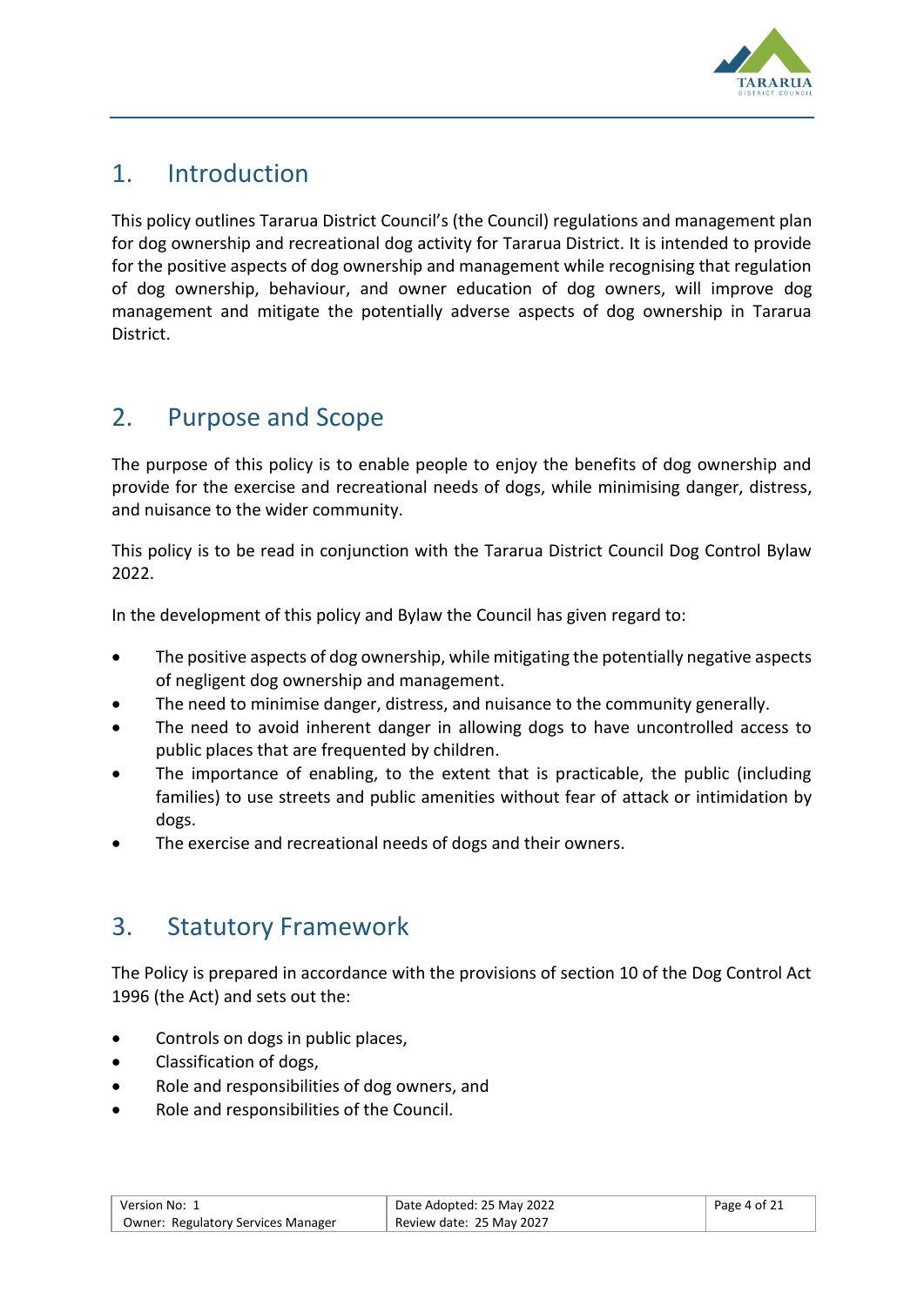## 1. Introduction

This policy outlines Tararua District Council's (the Council) regulations and management plan for dog ownership and recreational dog activity for Tararua District. It is intended to provide for the positive aspects of dog ownership and management while recognising that regulation of dog ownership, behaviour, and owner education of dog owners, will improve dog management and mitigate the potentially adverse aspects of dog ownership in Tararua District.

## 2. Purpose and Scope

The purpose of this policy is to enable people to enjoy the benefits of dog ownership and provide for the exercise and recreational needs of dogs, while minimising danger, distress, and nuisance to the wider community.

This policy is to be read in conjunction with the Tararua District Council Dog Control Bylaw 2022.

In the development of this policy and Bylaw the Council has given regard to:

- The positive aspects of dog ownership, while mitigating the potentially negative aspects of negligent dog ownership and management.
- The need to minimise danger, distress, and nuisance to the community generally.
- The need to avoid inherent danger in allowing dogs to have uncontrolled access to public places that are frequented by children.
- The importance of enabling, to the extent that is practicable, the public (including families) to use streets and public amenities without fear of attack or intimidation by dogs.
- The exercise and recreational needs of dogs and their owners.

## 3. Statutory Framework

The Policy is prepared in accordance with the provisions of section 10 of the Dog Control Act 1996 (the Act) and sets out the:

- Controls on dogs in public places,
- Classification of dogs,
- Role and responsibilities of dog owners, and
- Role and responsibilities of the Council.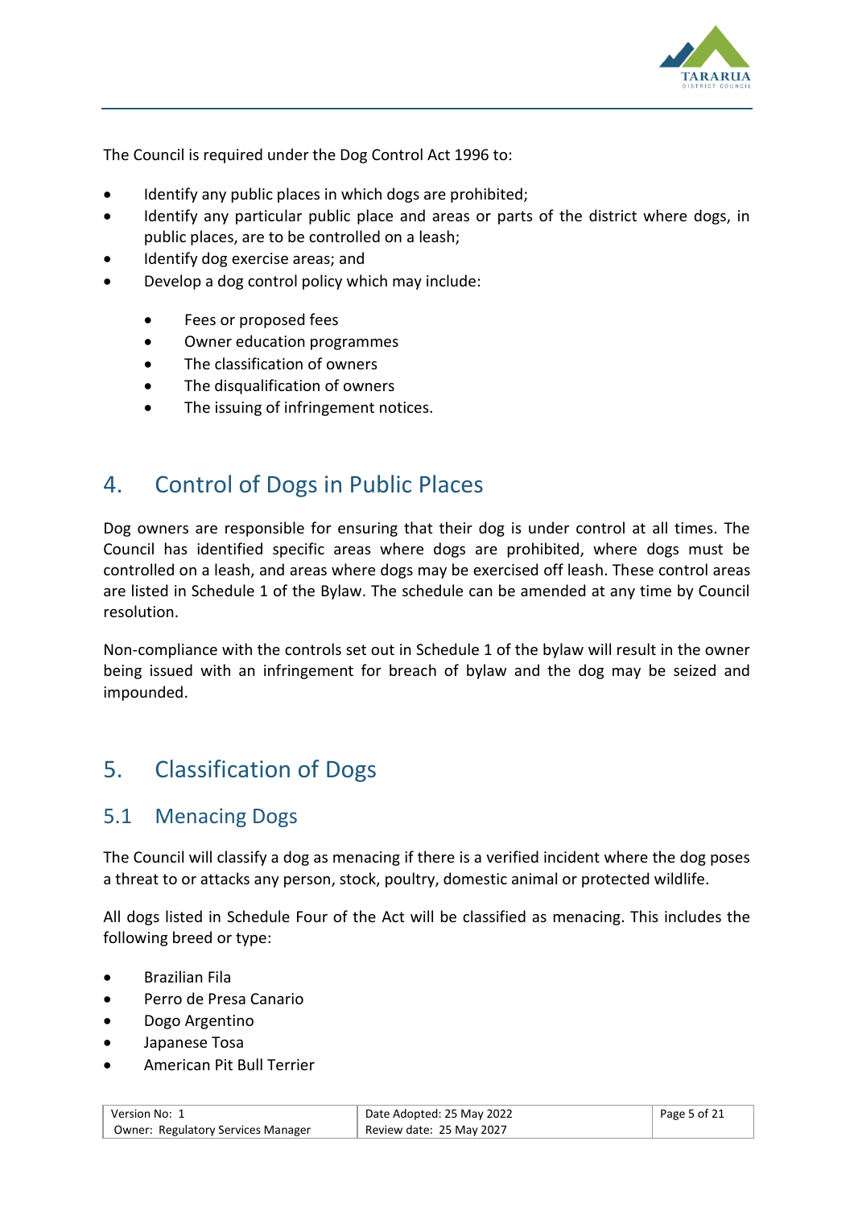The Council is required under the Dog Control Act 1996 to:

- Identify any public places in which dogs are prohibited;
- Identify any particular public place and areas or parts of the district where dogs, in public places, are to be controlled on a leash;
- Identify dog exercise areas; and
- Develop a dog control policy which may include:
  - Fees or proposed fees
  - Owner education programmes
  - The classification of owners
  - The disqualification of owners
  - The issuing of infringement notices.

# 4. Control of Dogs in Public Places

Dog owners are responsible for ensuring that their dog is under control at all times. The Council has identified specific areas where dogs are prohibited, where dogs must be controlled on a leash, and areas where dogs may be exercised off leash. These control areas are listed in Schedule 1 of the Bylaw. The schedule can be amended at any time by Council resolution.

Non-compliance with the controls set out in Schedule 1 of the bylaw will result in the owner being issued with an infringement for breach of bylaw and the dog may be seized and impounded.

# 5. Classification of Dogs

## 5.1 Menacing Dogs

The Council will classify a dog as menacing if there is a verified incident where the dog poses a threat to or attacks any person, stock, poultry, domestic animal or protected wildlife.

All dogs listed in Schedule Four of the Act will be classified as menacing. This includes the following breed or type:

- Brazilian Fila
- Perro de Presa Canario
- Dogo Argentino
- Japanese Tosa
- American Pit Bull Terrier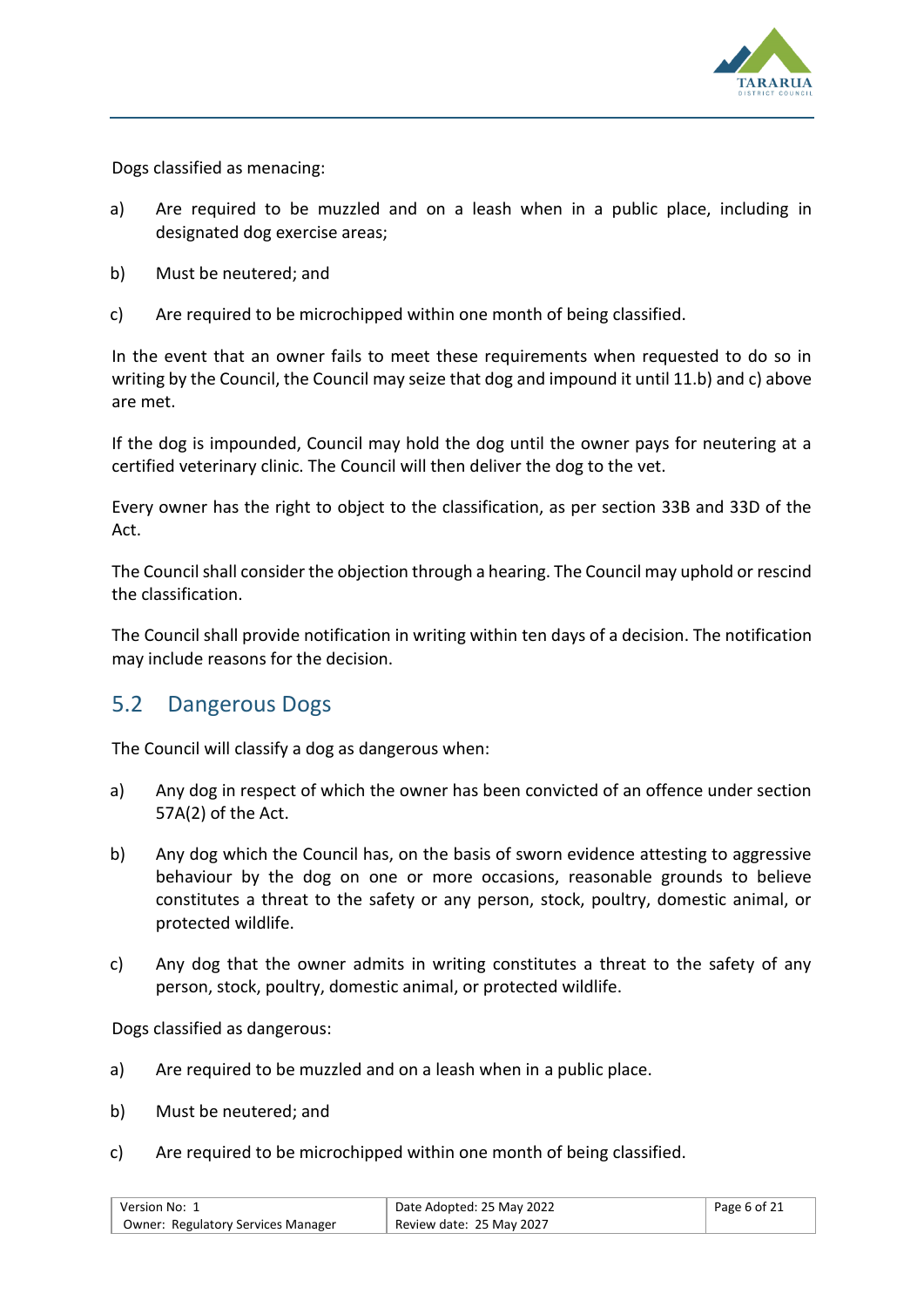Dogs classified as menacing:

a) Are required to be muzzled and on a leash when in a public place, including in designated dog exercise areas;

b) Must be neutered; and

c) Are required to be microchipped within one month of being classified.

In the event that an owner fails to meet these requirements when requested to do so in writing by the Council, the Council may seize that dog and impound it until 11.b) and c) above are met.

If the dog is impounded, Council may hold the dog until the owner pays for neutering at a certified veterinary clinic. The Council will then deliver the dog to the vet.

Every owner has the right to object to the classification, as per section 33B and 33D of the Act.

The Council shall consider the objection through a hearing. The Council may uphold or rescind the classification.

The Council shall provide notification in writing within ten days of a decision. The notification may include reasons for the decision.

## 5.2 Dangerous Dogs

The Council will classify a dog as dangerous when:

a) Any dog in respect of which the owner has been convicted of an offence under section 57A(2) of the Act.

b) Any dog which the Council has, on the basis of sworn evidence attesting to aggressive behaviour by the dog on one or more occasions, reasonable grounds to believe constitutes a threat to the safety or any person, stock, poultry, domestic animal, or protected wildlife.

c) Any dog that the owner admits in writing constitutes a threat to the safety of any person, stock, poultry, domestic animal, or protected wildlife.

Dogs classified as dangerous:

a) Are required to be muzzled and on a leash when in a public place.

b) Must be neutered; and

c) Are required to be microchipped within one month of being classified.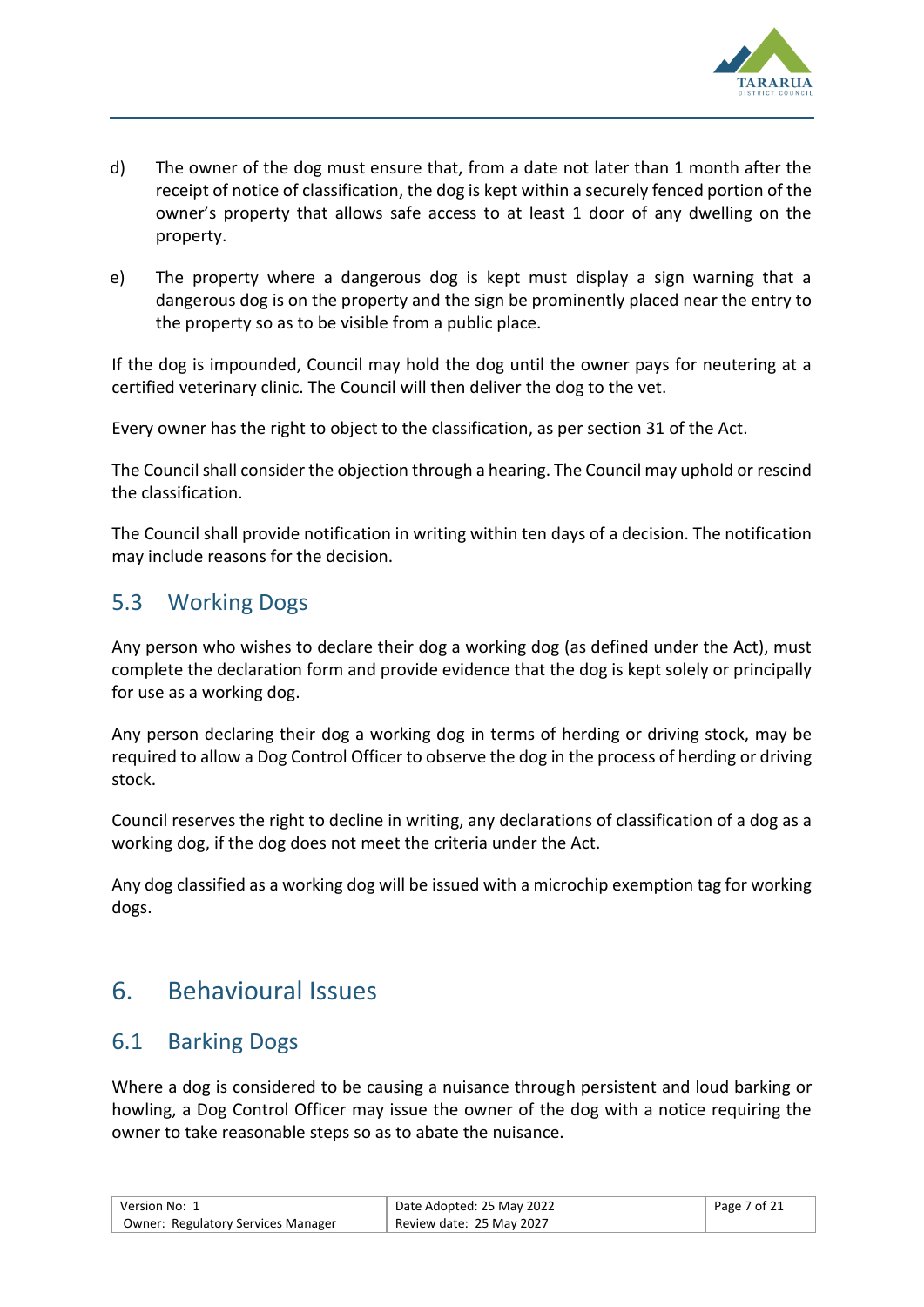d) The owner of the dog must ensure that, from a date not later than 1 month after the receipt of notice of classification, the dog is kept within a securely fenced portion of the owner's property that allows safe access to at least 1 door of any dwelling on the property.

e) The property where a dangerous dog is kept must display a sign warning that a dangerous dog is on the property and the sign be prominently placed near the entry to the property so as to be visible from a public place.

If the dog is impounded, Council may hold the dog until the owner pays for neutering at a certified veterinary clinic. The Council will then deliver the dog to the vet.

Every owner has the right to object to the classification, as per section 31 of the Act.

The Council shall consider the objection through a hearing. The Council may uphold or rescind the classification.

The Council shall provide notification in writing within ten days of a decision. The notification may include reasons for the decision.

## 5.3 Working Dogs

Any person who wishes to declare their dog a working dog (as defined under the Act), must complete the declaration form and provide evidence that the dog is kept solely or principally for use as a working dog.

Any person declaring their dog a working dog in terms of herding or driving stock, may be required to allow a Dog Control Officer to observe the dog in the process of herding or driving stock.

Council reserves the right to decline in writing, any declarations of classification of a dog as a working dog, if the dog does not meet the criteria under the Act.

Any dog classified as a working dog will be issued with a microchip exemption tag for working dogs.

# 6. Behavioural Issues

## 6.1 Barking Dogs

Where a dog is considered to be causing a nuisance through persistent and loud barking or howling, a Dog Control Officer may issue the owner of the dog with a notice requiring the owner to take reasonable steps so as to abate the nuisance.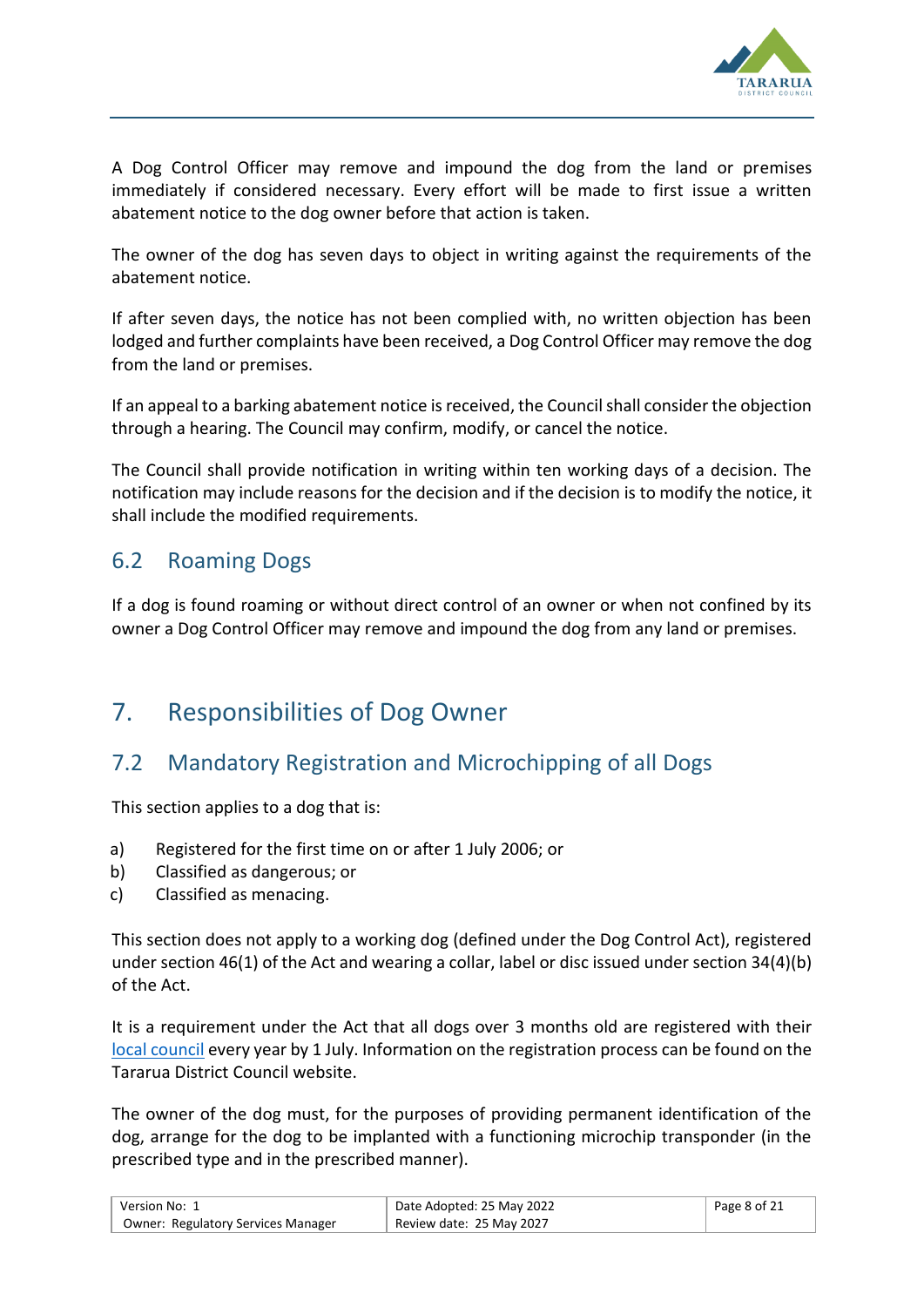A Dog Control Officer may remove and impound the dog from the land or premises immediately if considered necessary. Every effort will be made to first issue a written abatement notice to the dog owner before that action is taken.

The owner of the dog has seven days to object in writing against the requirements of the abatement notice.

If after seven days, the notice has not been complied with, no written objection has been lodged and further complaints have been received, a Dog Control Officer may remove the dog from the land or premises.

If an appeal to a barking abatement notice is received, the Council shall consider the objection through a hearing. The Council may confirm, modify, or cancel the notice.

The Council shall provide notification in writing within ten working days of a decision. The notification may include reasons for the decision and if the decision is to modify the notice, it shall include the modified requirements.

## 6.2 Roaming Dogs

If a dog is found roaming or without direct control of an owner or when not confined by its owner a Dog Control Officer may remove and impound the dog from any land or premises.

# 7. Responsibilities of Dog Owner

## 7.2 Mandatory Registration and Microchipping of all Dogs

This section applies to a dog that is:

a) Registered for the first time on or after 1 July 2006; or
b) Classified as dangerous; or
c) Classified as menacing.

This section does not apply to a working dog (defined under the Dog Control Act), registered under section 46(1) of the Act and wearing a collar, label or disc issued under section 34(4)(b) of the Act.

It is a requirement under the Act that all dogs over 3 months old are registered with their local council every year by 1 July. Information on the registration process can be found on the Tararua District Council website.

The owner of the dog must, for the purposes of providing permanent identification of the dog, arrange for the dog to be implanted with a functioning microchip transponder (in the prescribed type and in the prescribed manner).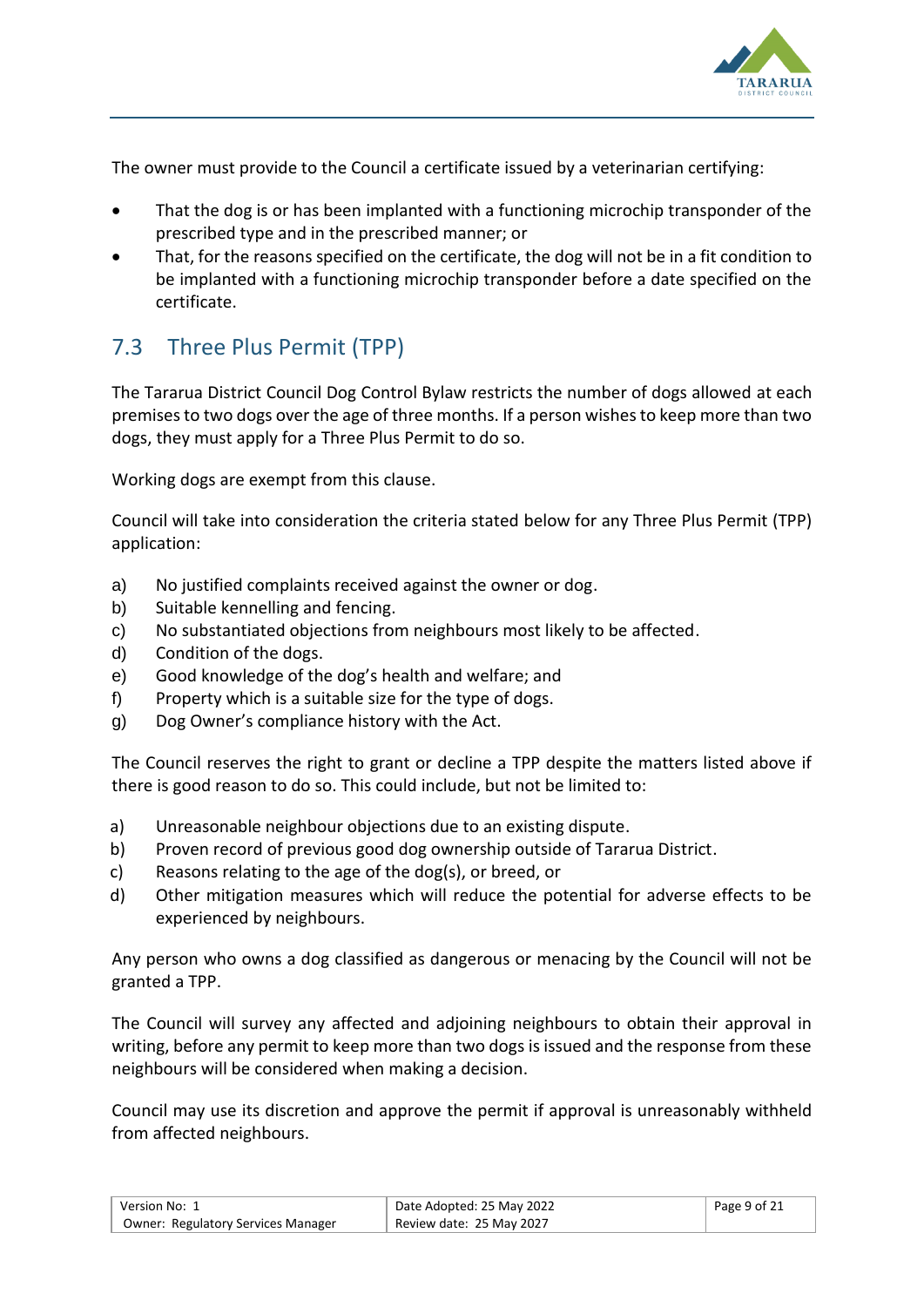The owner must provide to the Council a certificate issued by a veterinarian certifying:

- That the dog is or has been implanted with a functioning microchip transponder of the prescribed type and in the prescribed manner; or
- That, for the reasons specified on the certificate, the dog will not be in a fit condition to be implanted with a functioning microchip transponder before a date specified on the certificate.

## 7.3 Three Plus Permit (TPP)

The Tararua District Council Dog Control Bylaw restricts the number of dogs allowed at each premises to two dogs over the age of three months. If a person wishes to keep more than two dogs, they must apply for a Three Plus Permit to do so.

Working dogs are exempt from this clause.

Council will take into consideration the criteria stated below for any Three Plus Permit (TPP) application:

a) No justified complaints received against the owner or dog.
b) Suitable kennelling and fencing.
c) No substantiated objections from neighbours most likely to be affected.
d) Condition of the dogs.
e) Good knowledge of the dog's health and welfare; and
f) Property which is a suitable size for the type of dogs.
g) Dog Owner's compliance history with the Act.

The Council reserves the right to grant or decline a TPP despite the matters listed above if there is good reason to do so. This could include, but not be limited to:

a) Unreasonable neighbour objections due to an existing dispute.
b) Proven record of previous good dog ownership outside of Tararua District.
c) Reasons relating to the age of the dog(s), or breed, or
d) Other mitigation measures which will reduce the potential for adverse effects to be experienced by neighbours.

Any person who owns a dog classified as dangerous or menacing by the Council will not be granted a TPP.

The Council will survey any affected and adjoining neighbours to obtain their approval in writing, before any permit to keep more than two dogs is issued and the response from these neighbours will be considered when making a decision.

Council may use its discretion and approve the permit if approval is unreasonably withheld from affected neighbours.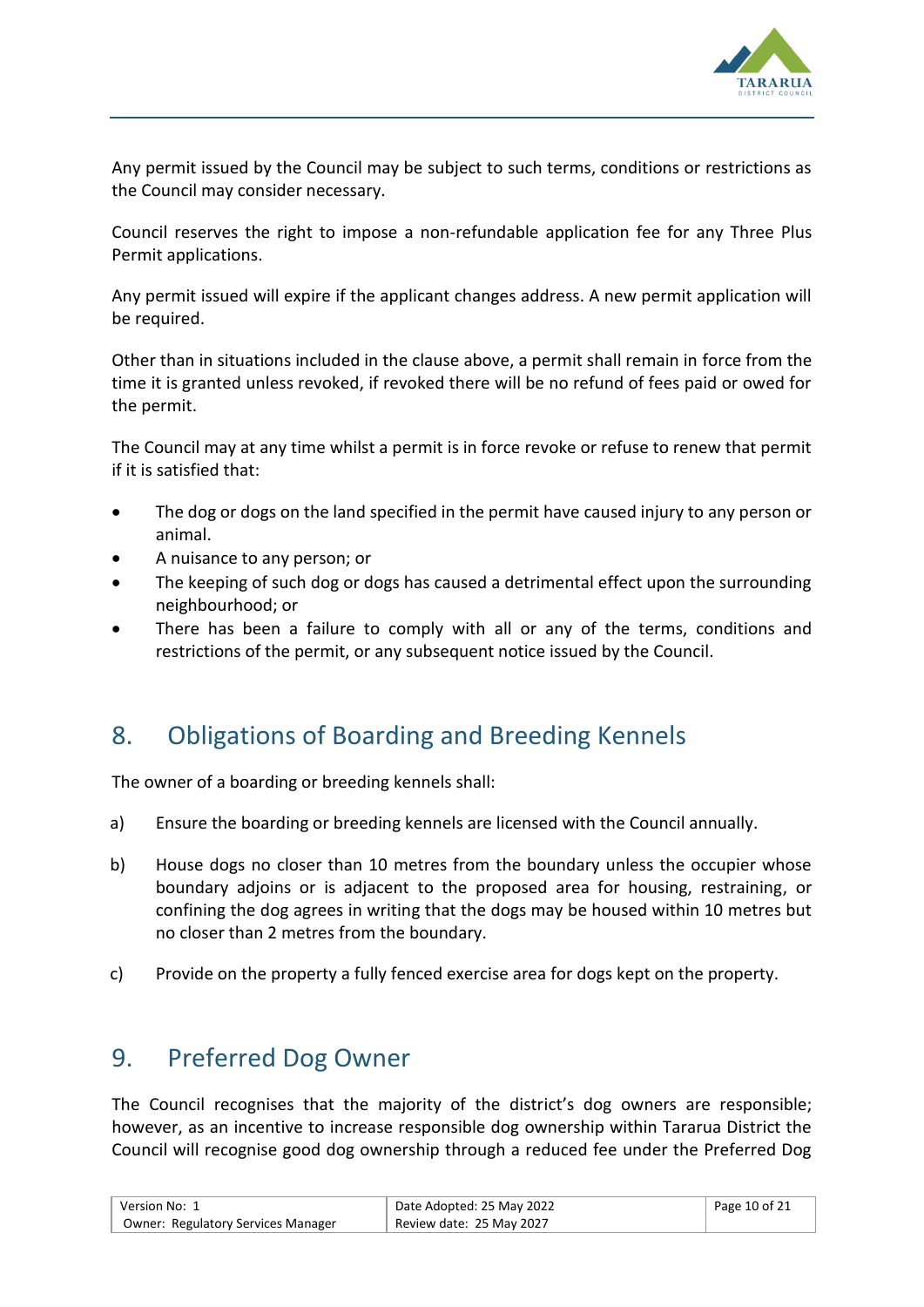Any permit issued by the Council may be subject to such terms, conditions or restrictions as the Council may consider necessary.

Council reserves the right to impose a non-refundable application fee for any Three Plus Permit applications.

Any permit issued will expire if the applicant changes address. A new permit application will be required.

Other than in situations included in the clause above, a permit shall remain in force from the time it is granted unless revoked, if revoked there will be no refund of fees paid or owed for the permit.

The Council may at any time whilst a permit is in force revoke or refuse to renew that permit if it is satisfied that:

- The dog or dogs on the land specified in the permit have caused injury to any person or animal.
- A nuisance to any person; or
- The keeping of such dog or dogs has caused a detrimental effect upon the surrounding neighbourhood; or
- There has been a failure to comply with all or any of the terms, conditions and restrictions of the permit, or any subsequent notice issued by the Council.

## 8. Obligations of Boarding and Breeding Kennels

The owner of a boarding or breeding kennels shall:

a) Ensure the boarding or breeding kennels are licensed with the Council annually.

b) House dogs no closer than 10 metres from the boundary unless the occupier whose boundary adjoins or is adjacent to the proposed area for housing, restraining, or confining the dog agrees in writing that the dogs may be housed within 10 metres but no closer than 2 metres from the boundary.

c) Provide on the property a fully fenced exercise area for dogs kept on the property.

## 9. Preferred Dog Owner

The Council recognises that the majority of the district's dog owners are responsible; however, as an incentive to increase responsible dog ownership within Tararua District the Council will recognise good dog ownership through a reduced fee under the Preferred Dog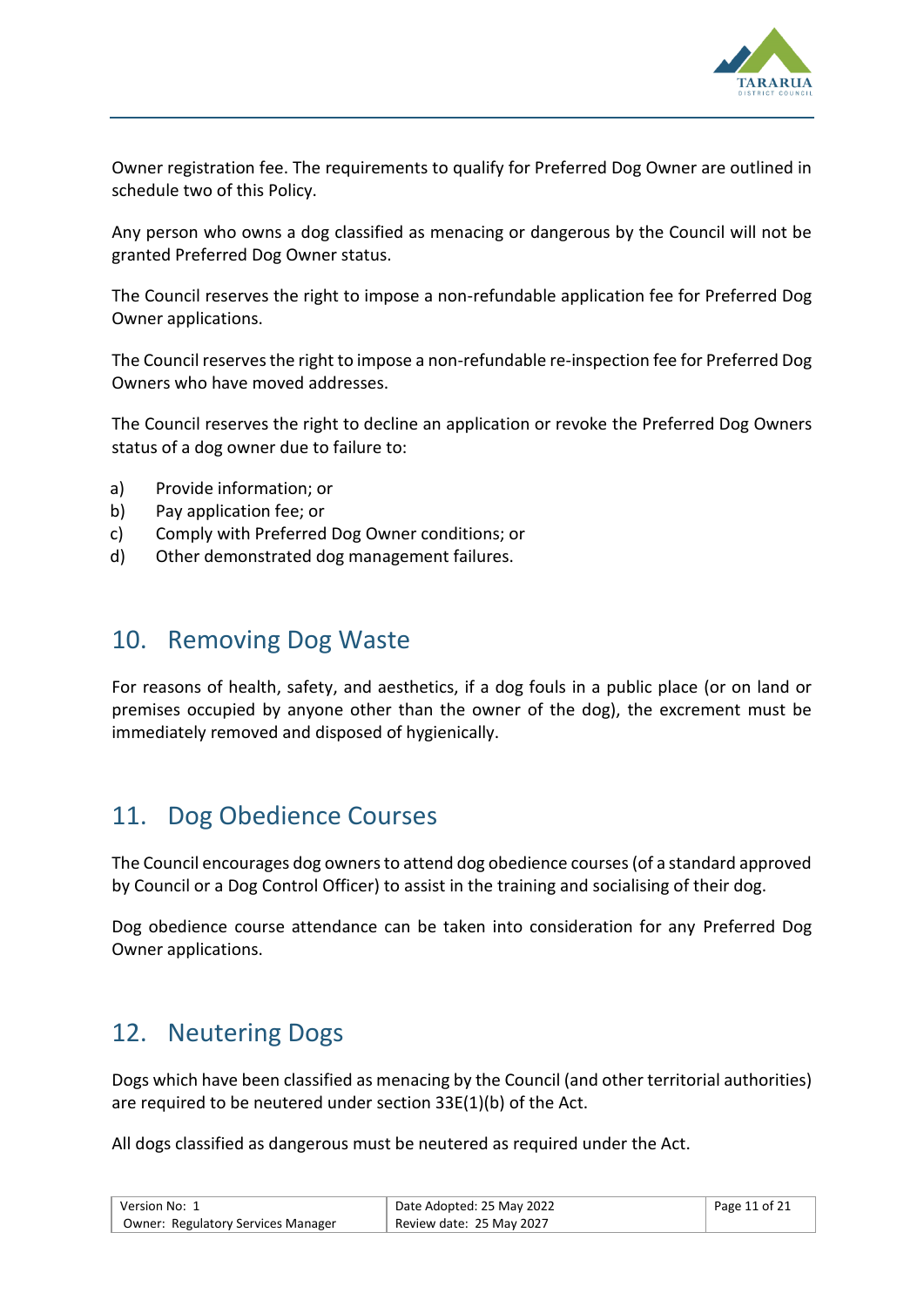Owner registration fee. The requirements to qualify for Preferred Dog Owner are outlined in schedule two of this Policy.

Any person who owns a dog classified as menacing or dangerous by the Council will not be granted Preferred Dog Owner status.

The Council reserves the right to impose a non-refundable application fee for Preferred Dog Owner applications.

The Council reserves the right to impose a non-refundable re-inspection fee for Preferred Dog Owners who have moved addresses.

The Council reserves the right to decline an application or revoke the Preferred Dog Owners status of a dog owner due to failure to:

a) Provide information; or
b) Pay application fee; or
c) Comply with Preferred Dog Owner conditions; or
d) Other demonstrated dog management failures.

## 10. Removing Dog Waste

For reasons of health, safety, and aesthetics, if a dog fouls in a public place (or on land or premises occupied by anyone other than the owner of the dog), the excrement must be immediately removed and disposed of hygienically.

## 11. Dog Obedience Courses

The Council encourages dog owners to attend dog obedience courses (of a standard approved by Council or a Dog Control Officer) to assist in the training and socialising of their dog.

Dog obedience course attendance can be taken into consideration for any Preferred Dog Owner applications.

## 12. Neutering Dogs

Dogs which have been classified as menacing by the Council (and other territorial authorities) are required to be neutered under section 33E(1)(b) of the Act.

All dogs classified as dangerous must be neutered as required under the Act.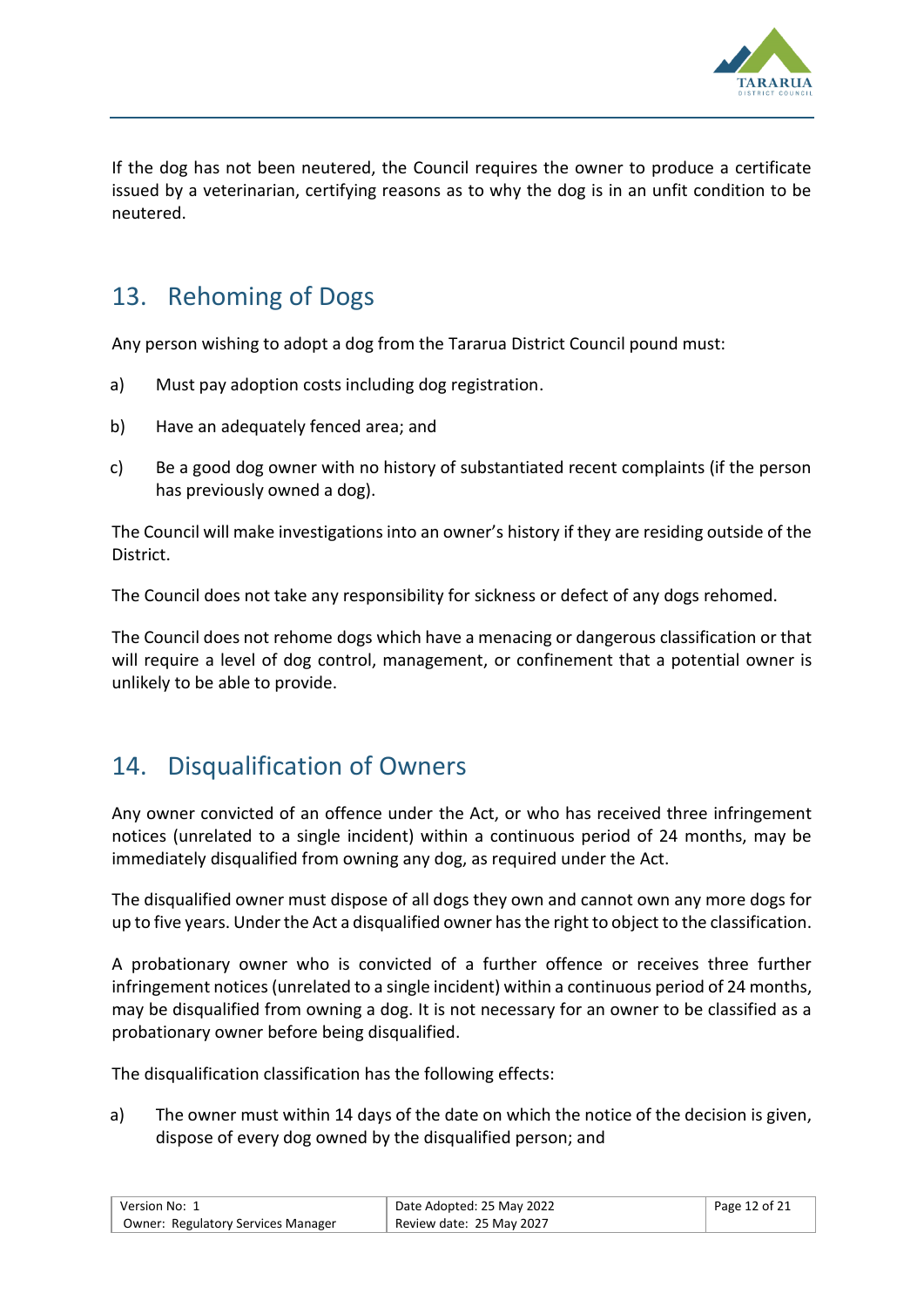If the dog has not been neutered, the Council requires the owner to produce a certificate issued by a veterinarian, certifying reasons as to why the dog is in an unfit condition to be neutered.

## 13. Rehoming of Dogs

Any person wishing to adopt a dog from the Tararua District Council pound must:

a) Must pay adoption costs including dog registration.

b) Have an adequately fenced area; and

c) Be a good dog owner with no history of substantiated recent complaints (if the person has previously owned a dog).

The Council will make investigations into an owner's history if they are residing outside of the District.

The Council does not take any responsibility for sickness or defect of any dogs rehomed.

The Council does not rehome dogs which have a menacing or dangerous classification or that will require a level of dog control, management, or confinement that a potential owner is unlikely to be able to provide.

## 14. Disqualification of Owners

Any owner convicted of an offence under the Act, or who has received three infringement notices (unrelated to a single incident) within a continuous period of 24 months, may be immediately disqualified from owning any dog, as required under the Act.

The disqualified owner must dispose of all dogs they own and cannot own any more dogs for up to five years. Under the Act a disqualified owner has the right to object to the classification.

A probationary owner who is convicted of a further offence or receives three further infringement notices (unrelated to a single incident) within a continuous period of 24 months, may be disqualified from owning a dog. It is not necessary for an owner to be classified as a probationary owner before being disqualified.

The disqualification classification has the following effects:

a) The owner must within 14 days of the date on which the notice of the decision is given, dispose of every dog owned by the disqualified person; and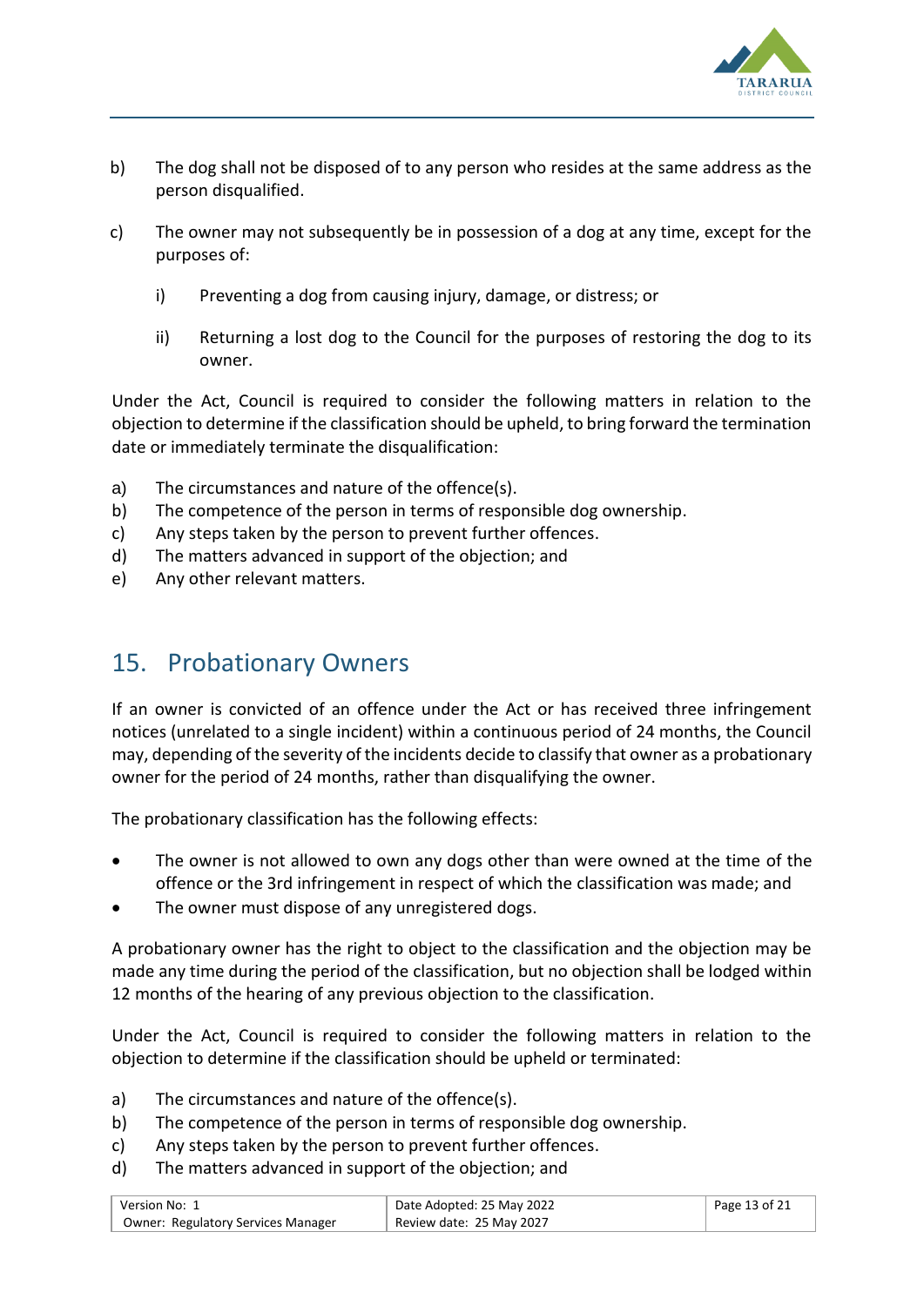b) The dog shall not be disposed of to any person who resides at the same address as the person disqualified.

c) The owner may not subsequently be in possession of a dog at any time, except for the purposes of:

   i) Preventing a dog from causing injury, damage, or distress; or

   ii) Returning a lost dog to the Council for the purposes of restoring the dog to its owner.

Under the Act, Council is required to consider the following matters in relation to the objection to determine if the classification should be upheld, to bring forward the termination date or immediately terminate the disqualification:

a) The circumstances and nature of the offence(s).
b) The competence of the person in terms of responsible dog ownership.
c) Any steps taken by the person to prevent further offences.
d) The matters advanced in support of the objection; and
e) Any other relevant matters.

## 15. Probationary Owners

If an owner is convicted of an offence under the Act or has received three infringement notices (unrelated to a single incident) within a continuous period of 24 months, the Council may, depending of the severity of the incidents decide to classify that owner as a probationary owner for the period of 24 months, rather than disqualifying the owner.

The probationary classification has the following effects:

- The owner is not allowed to own any dogs other than were owned at the time of the offence or the 3rd infringement in respect of which the classification was made; and
- The owner must dispose of any unregistered dogs.

A probationary owner has the right to object to the classification and the objection may be made any time during the period of the classification, but no objection shall be lodged within 12 months of the hearing of any previous objection to the classification.

Under the Act, Council is required to consider the following matters in relation to the objection to determine if the classification should be upheld or terminated:

a) The circumstances and nature of the offence(s).
b) The competence of the person in terms of responsible dog ownership.
c) Any steps taken by the person to prevent further offences.
d) The matters advanced in support of the objection; and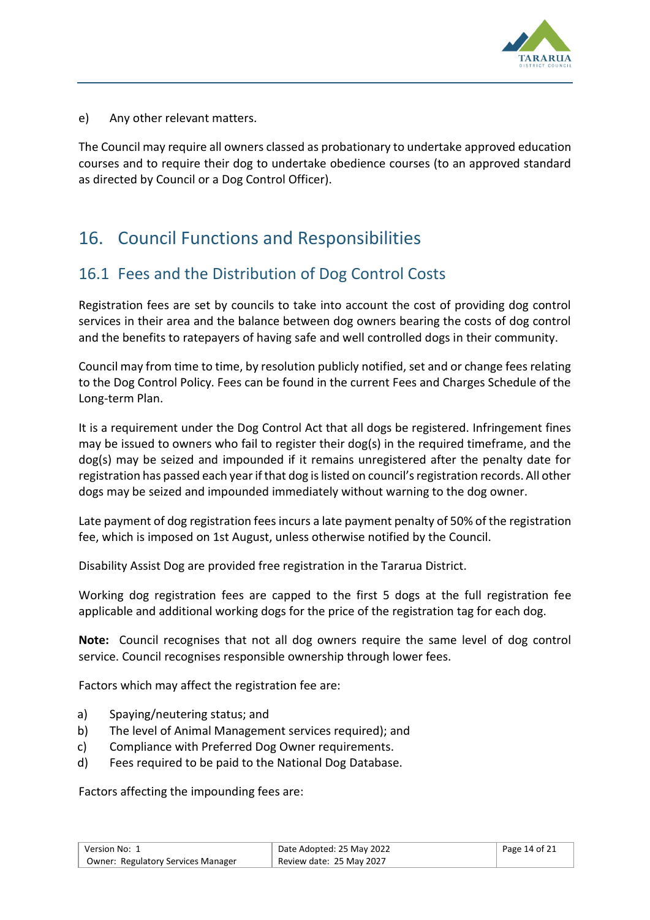e) Any other relevant matters.

The Council may require all owners classed as probationary to undertake approved education courses and to require their dog to undertake obedience courses (to an approved standard as directed by Council or a Dog Control Officer).

# 16. Council Functions and Responsibilities

## 16.1 Fees and the Distribution of Dog Control Costs

Registration fees are set by councils to take into account the cost of providing dog control services in their area and the balance between dog owners bearing the costs of dog control and the benefits to ratepayers of having safe and well controlled dogs in their community.

Council may from time to time, by resolution publicly notified, set and or change fees relating to the Dog Control Policy. Fees can be found in the current Fees and Charges Schedule of the Long-term Plan.

It is a requirement under the Dog Control Act that all dogs be registered. Infringement fines may be issued to owners who fail to register their dog(s) in the required timeframe, and the dog(s) may be seized and impounded if it remains unregistered after the penalty date for registration has passed each year if that dog is listed on council's registration records. All other dogs may be seized and impounded immediately without warning to the dog owner.

Late payment of dog registration fees incurs a late payment penalty of 50% of the registration fee, which is imposed on 1st August, unless otherwise notified by the Council.

Disability Assist Dog are provided free registration in the Tararua District.

Working dog registration fees are capped to the first 5 dogs at the full registration fee applicable and additional working dogs for the price of the registration tag for each dog.

**Note:** Council recognises that not all dog owners require the same level of dog control service. Council recognises responsible ownership through lower fees.

Factors which may affect the registration fee are:

a) Spaying/neutering status; and
b) The level of Animal Management services required); and
c) Compliance with Preferred Dog Owner requirements.
d) Fees required to be paid to the National Dog Database.

Factors affecting the impounding fees are: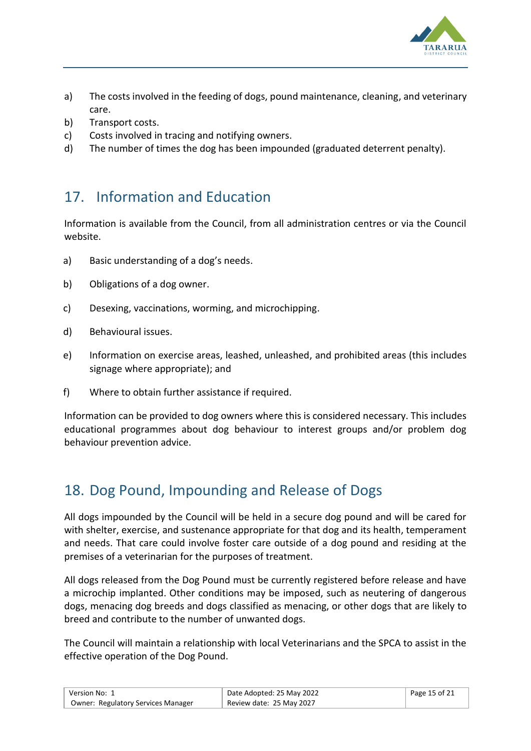a) The costs involved in the feeding of dogs, pound maintenance, cleaning, and veterinary care.
b) Transport costs.
c) Costs involved in tracing and notifying owners.
d) The number of times the dog has been impounded (graduated deterrent penalty).

## 17. Information and Education

Information is available from the Council, from all administration centres or via the Council website.

a) Basic understanding of a dog's needs.

b) Obligations of a dog owner.

c) Desexing, vaccinations, worming, and microchipping.

d) Behavioural issues.

e) Information on exercise areas, leashed, unleashed, and prohibited areas (this includes signage where appropriate); and

f) Where to obtain further assistance if required.

Information can be provided to dog owners where this is considered necessary. This includes educational programmes about dog behaviour to interest groups and/or problem dog behaviour prevention advice.

## 18. Dog Pound, Impounding and Release of Dogs

All dogs impounded by the Council will be held in a secure dog pound and will be cared for with shelter, exercise, and sustenance appropriate for that dog and its health, temperament and needs. That care could involve foster care outside of a dog pound and residing at the premises of a veterinarian for the purposes of treatment.

All dogs released from the Dog Pound must be currently registered before release and have a microchip implanted. Other conditions may be imposed, such as neutering of dangerous dogs, menacing dog breeds and dogs classified as menacing, or other dogs that are likely to breed and contribute to the number of unwanted dogs.

The Council will maintain a relationship with local Veterinarians and the SPCA to assist in the effective operation of the Dog Pound.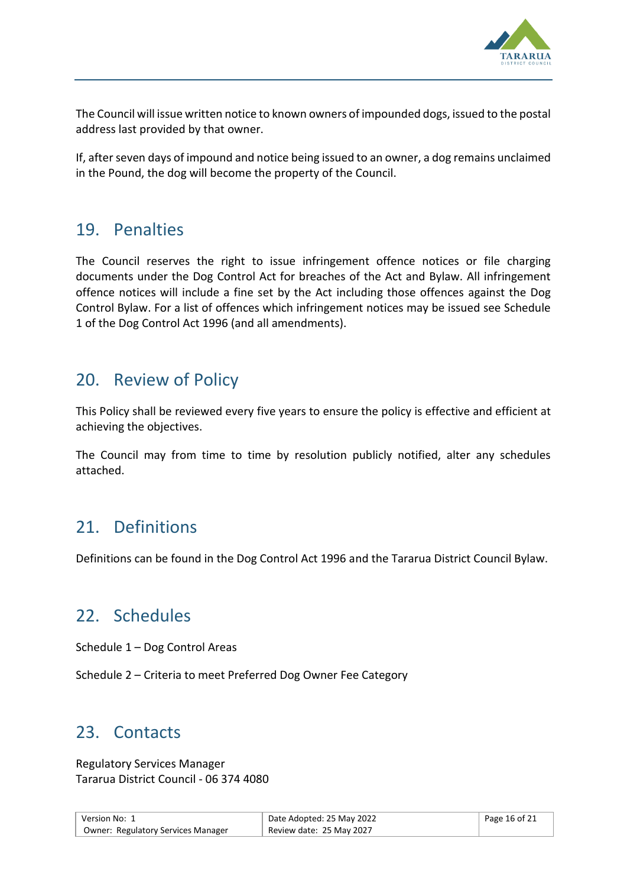The Council will issue written notice to known owners of impounded dogs, issued to the postal address last provided by that owner.

If, after seven days of impound and notice being issued to an owner, a dog remains unclaimed in the Pound, the dog will become the property of the Council.

## 19. Penalties

The Council reserves the right to issue infringement offence notices or file charging documents under the Dog Control Act for breaches of the Act and Bylaw. All infringement offence notices will include a fine set by the Act including those offences against the Dog Control Bylaw. For a list of offences which infringement notices may be issued see Schedule 1 of the Dog Control Act 1996 (and all amendments).

## 20. Review of Policy

This Policy shall be reviewed every five years to ensure the policy is effective and efficient at achieving the objectives.

The Council may from time to time by resolution publicly notified, alter any schedules attached.

## 21. Definitions

Definitions can be found in the Dog Control Act 1996 and the Tararua District Council Bylaw.

## 22. Schedules

Schedule 1 – Dog Control Areas

Schedule 2 – Criteria to meet Preferred Dog Owner Fee Category

## 23. Contacts

Regulatory Services Manager
Tararua District Council - 06 374 4080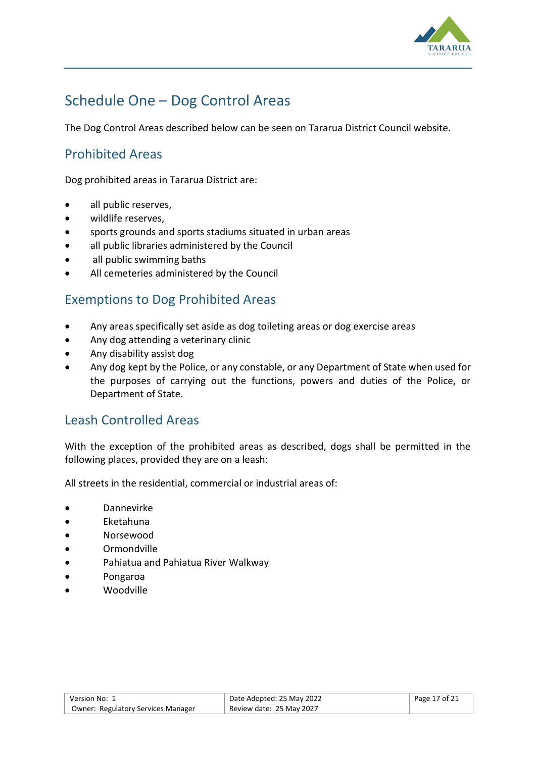# Schedule One – Dog Control Areas

The Dog Control Areas described below can be seen on Tararua District Council website.

## Prohibited Areas

Dog prohibited areas in Tararua District are:

- all public reserves,
- wildlife reserves,
- sports grounds and sports stadiums situated in urban areas
- all public libraries administered by the Council
- all public swimming baths
- All cemeteries administered by the Council

## Exemptions to Dog Prohibited Areas

- Any areas specifically set aside as dog toileting areas or dog exercise areas
- Any dog attending a veterinary clinic
- Any disability assist dog
- Any dog kept by the Police, or any constable, or any Department of State when used for the purposes of carrying out the functions, powers and duties of the Police, or Department of State.

## Leash Controlled Areas

With the exception of the prohibited areas as described, dogs shall be permitted in the following places, provided they are on a leash:

All streets in the residential, commercial or industrial areas of:

- Dannevirke
- Eketahuna
- Norsewood
- Ormondville
- Pahiatua and Pahiatua River Walkway
- Pongaroa
- Woodville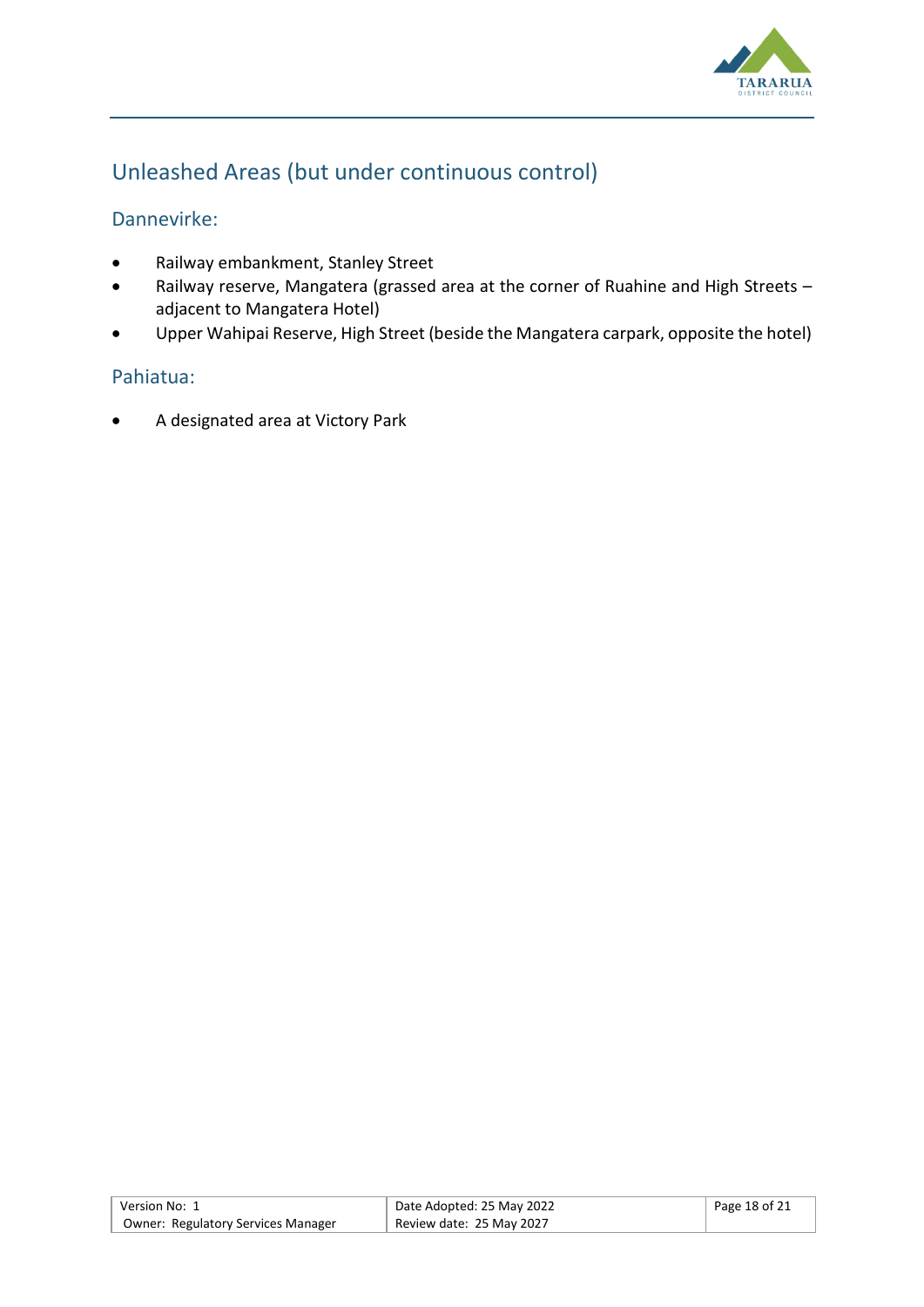## Unleashed Areas (but under continuous control)

### Dannevirke:

- Railway embankment, Stanley Street
- Railway reserve, Mangatera (grassed area at the corner of Ruahine and High Streets – adjacent to Mangatera Hotel)
- Upper Wahipai Reserve, High Street (beside the Mangatera carpark, opposite the hotel)

### Pahiatua:

- A designated area at Victory Park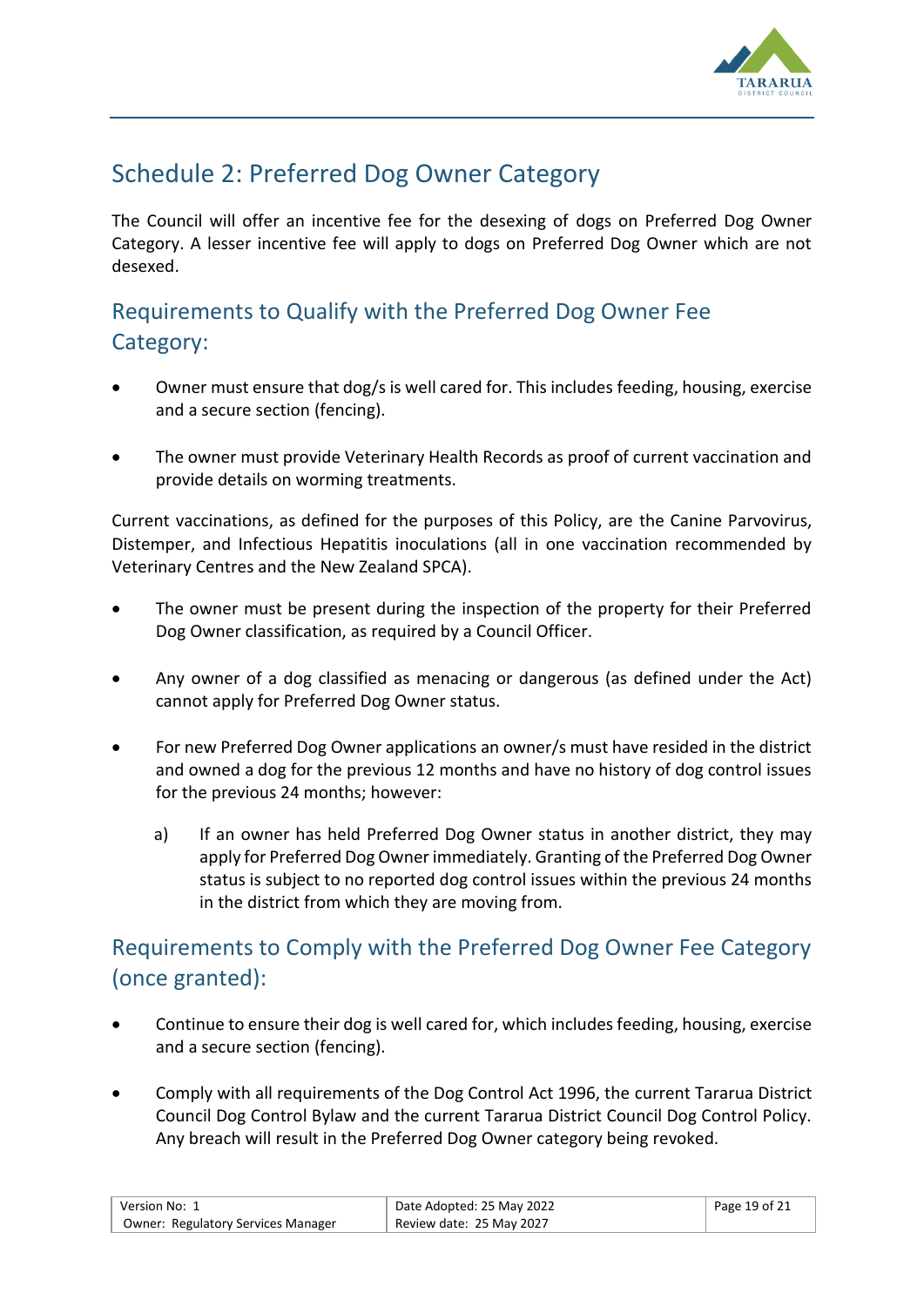# Schedule 2: Preferred Dog Owner Category

The Council will offer an incentive fee for the desexing of dogs on Preferred Dog Owner Category. A lesser incentive fee will apply to dogs on Preferred Dog Owner which are not desexed.

## Requirements to Qualify with the Preferred Dog Owner Fee Category:

- Owner must ensure that dog/s is well cared for. This includes feeding, housing, exercise and a secure section (fencing).

- The owner must provide Veterinary Health Records as proof of current vaccination and provide details on worming treatments.

Current vaccinations, as defined for the purposes of this Policy, are the Canine Parvovirus, Distemper, and Infectious Hepatitis inoculations (all in one vaccination recommended by Veterinary Centres and the New Zealand SPCA).

- The owner must be present during the inspection of the property for their Preferred Dog Owner classification, as required by a Council Officer.

- Any owner of a dog classified as menacing or dangerous (as defined under the Act) cannot apply for Preferred Dog Owner status.

- For new Preferred Dog Owner applications an owner/s must have resided in the district and owned a dog for the previous 12 months and have no history of dog control issues for the previous 24 months; however:

  a) If an owner has held Preferred Dog Owner status in another district, they may apply for Preferred Dog Owner immediately. Granting of the Preferred Dog Owner status is subject to no reported dog control issues within the previous 24 months in the district from which they are moving from.

## Requirements to Comply with the Preferred Dog Owner Fee Category (once granted):

- Continue to ensure their dog is well cared for, which includes feeding, housing, exercise and a secure section (fencing).

- Comply with all requirements of the Dog Control Act 1996, the current Tararua District Council Dog Control Bylaw and the current Tararua District Council Dog Control Policy. Any breach will result in the Preferred Dog Owner category being revoked.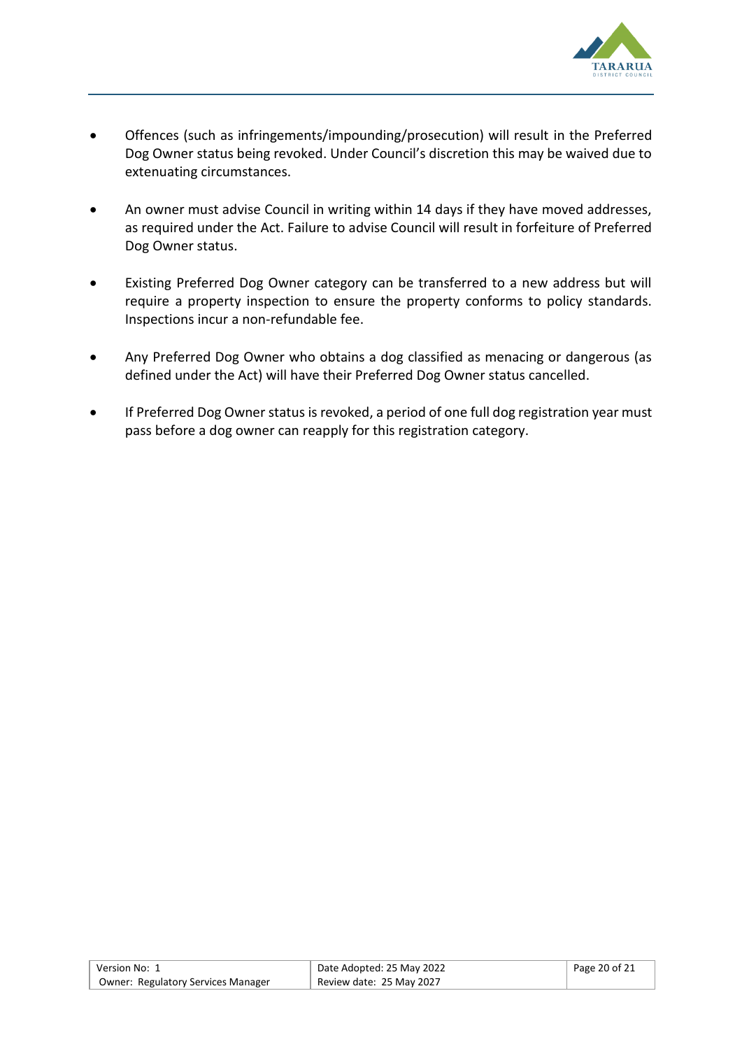- Offences (such as infringements/impounding/prosecution) will result in the Preferred Dog Owner status being revoked. Under Council's discretion this may be waived due to extenuating circumstances.

- An owner must advise Council in writing within 14 days if they have moved addresses, as required under the Act. Failure to advise Council will result in forfeiture of Preferred Dog Owner status.

- Existing Preferred Dog Owner category can be transferred to a new address but will require a property inspection to ensure the property conforms to policy standards. Inspections incur a non-refundable fee.

- Any Preferred Dog Owner who obtains a dog classified as menacing or dangerous (as defined under the Act) will have their Preferred Dog Owner status cancelled.

- If Preferred Dog Owner status is revoked, a period of one full dog registration year must pass before a dog owner can reapply for this registration category.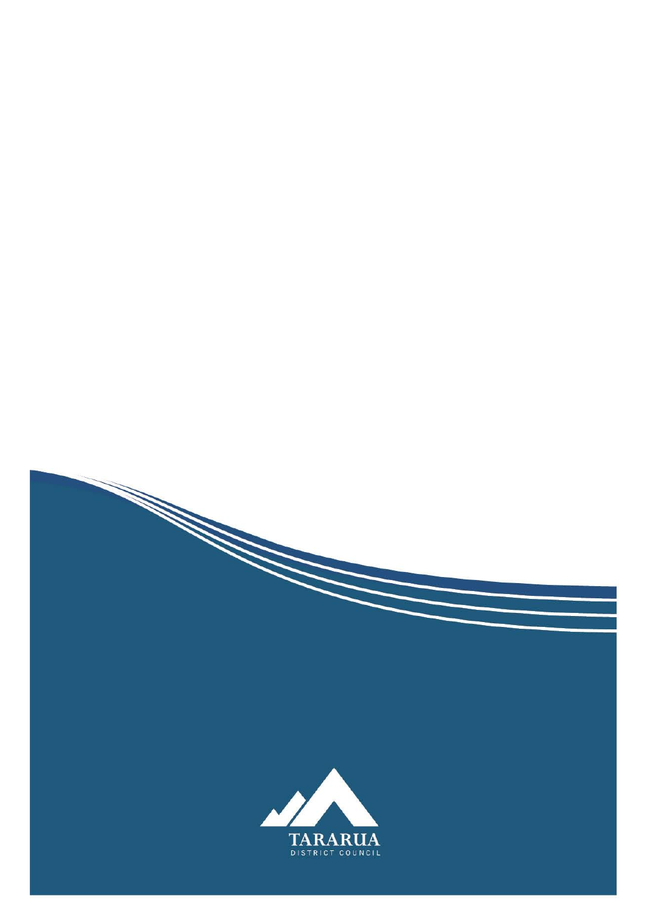TARARUA

DISTRICT COUNCIL